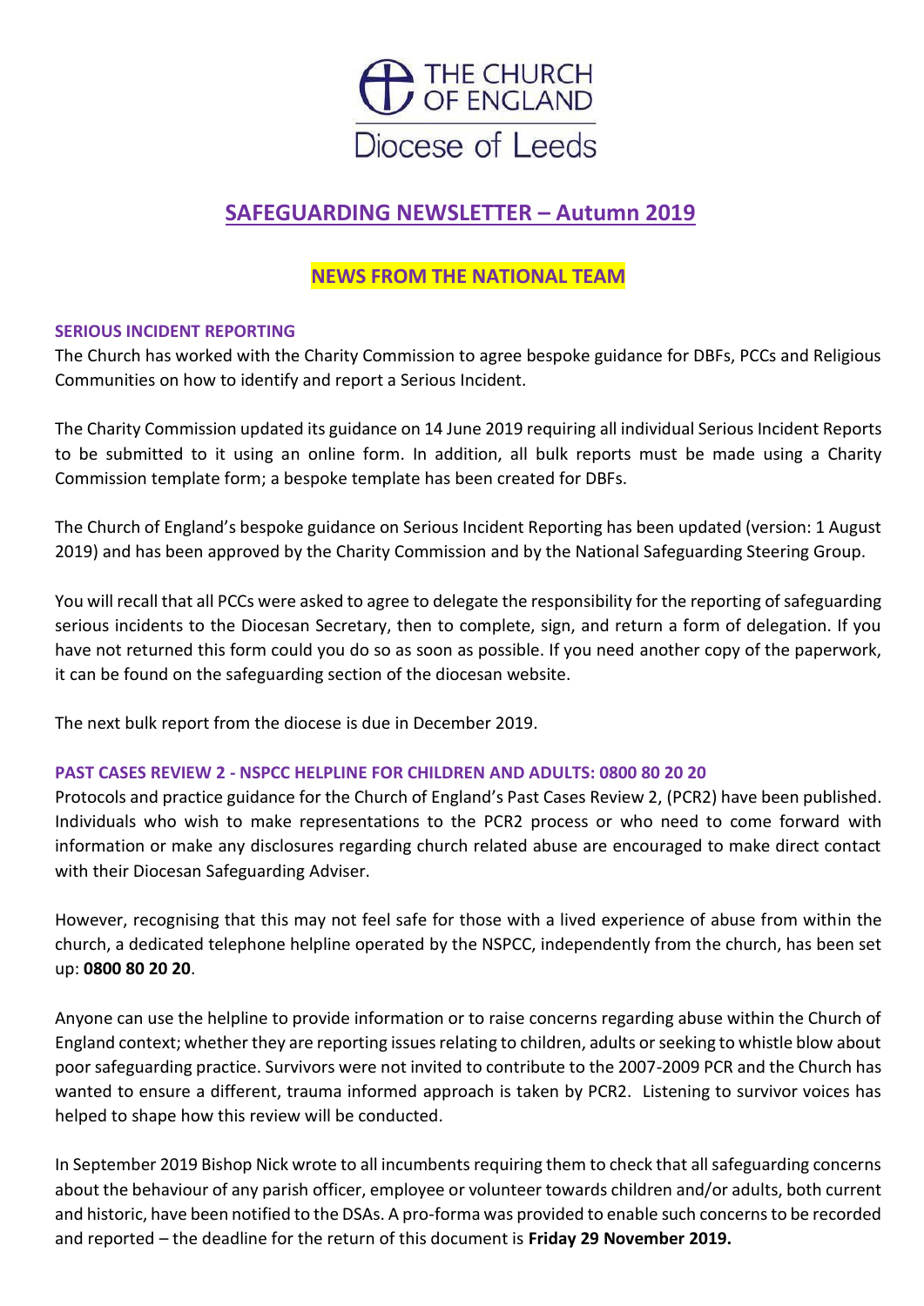THE CHURCH OF ENGLAND

Diocese of Leeds

# SAFEGUARDING NEWSLETTER – Autumn 2019

## NEWS FROM THE NATIONAL TEAM

### SERIOUS INCIDENT REPORTING

The Church has worked with the Charity Commission to agree bespoke guidance for DBFs, PCCs and Religious Communities on how to identify and report a Serious Incident.

The Charity Commission updated its guidance on 14 June 2019 requiring all individual Serious Incident Reports to be submitted to it using an online form. In addition, all bulk reports must be made using a Charity Commission template form; a bespoke template has been created for DBFs.

The Church of England's bespoke guidance on Serious Incident Reporting has been updated (version: 1 August 2019) and has been approved by the Charity Commission and by the National Safeguarding Steering Group.

You will recall that all PCCs were asked to agree to delegate the responsibility for the reporting of safeguarding serious incidents to the Diocesan Secretary, then to complete, sign, and return a form of delegation. If you have not returned this form could you do so as soon as possible. If you need another copy of the paperwork, it can be found on the safeguarding section of the diocesan website.

The next bulk report from the diocese is due in December 2019.

### PAST CASES REVIEW 2 - NSPCC HELPLINE FOR CHILDREN AND ADULTS: 0800 80 20 20

Protocols and practice guidance for the Church of England's Past Cases Review 2, (PCR2) have been published. Individuals who wish to make representations to the PCR2 process or who need to come forward with information or make any disclosures regarding church related abuse are encouraged to make direct contact with their Diocesan Safeguarding Adviser.

However, recognising that this may not feel safe for those with a lived experience of abuse from within the church, a dedicated telephone helpline operated by the NSPCC, independently from the church, has been set up: **0800 80 20 20**.

Anyone can use the helpline to provide information or to raise concerns regarding abuse within the Church of England context; whether they are reporting issues relating to children, adults or seeking to whistle blow about poor safeguarding practice. Survivors were not invited to contribute to the 2007-2009 PCR and the Church has wanted to ensure a different, trauma informed approach is taken by PCR2. Listening to survivor voices has helped to shape how this review will be conducted.

In September 2019 Bishop Nick wrote to all incumbents requiring them to check that all safeguarding concerns about the behaviour of any parish officer, employee or volunteer towards children and/or adults, both current and historic, have been notified to the DSAs. A pro-forma was provided to enable such concerns to be recorded and reported – the deadline for the return of this document is **Friday 29 November 2019.**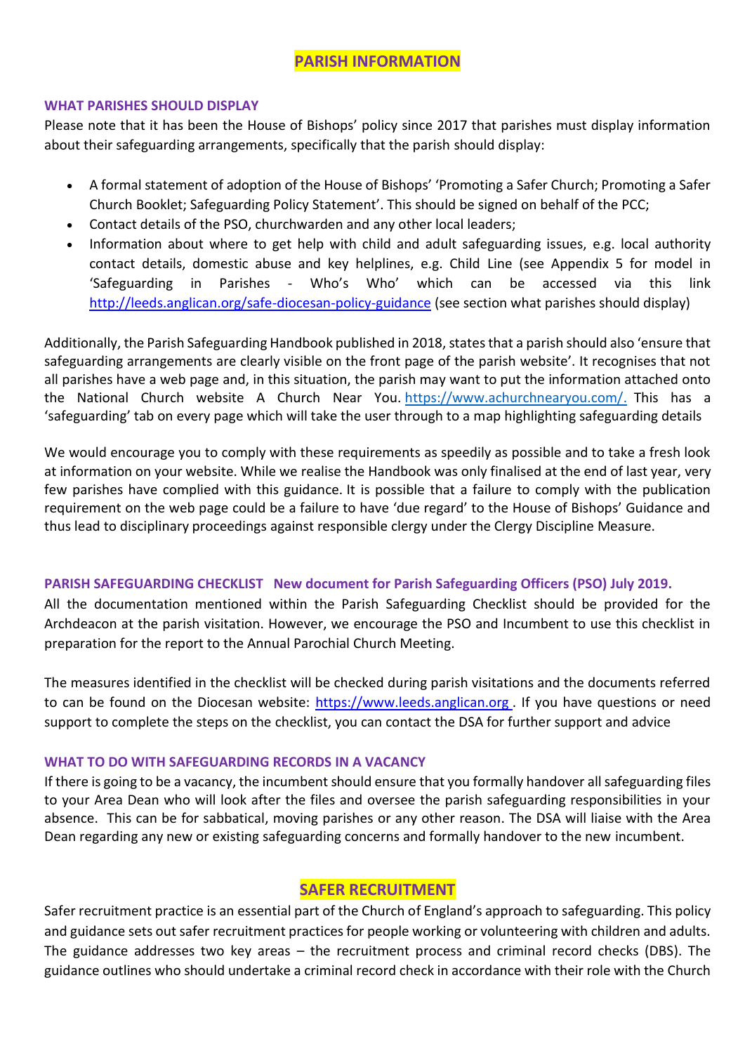## PARISH INFORMATION

### WHAT PARISHES SHOULD DISPLAY

Please note that it has been the House of Bishops' policy since 2017 that parishes must display information about their safeguarding arrangements, specifically that the parish should display:

- A formal statement of adoption of the House of Bishops' 'Promoting a Safer Church; Promoting a Safer Church Booklet; Safeguarding Policy Statement'. This should be signed on behalf of the PCC;
- Contact details of the PSO, churchwarden and any other local leaders;
- Information about where to get help with child and adult safeguarding issues, e.g. local authority contact details, domestic abuse and key helplines, e.g. Child Line (see Appendix 5 for model in 'Safeguarding in Parishes - Who's Who' which can be accessed via this link http://leeds.anglican.org/safe-diocesan-policy-guidance (see section what parishes should display)

Additionally, the Parish Safeguarding Handbook published in 2018, states that a parish should also 'ensure that safeguarding arrangements are clearly visible on the front page of the parish website'. It recognises that not all parishes have a web page and, in this situation, the parish may want to put the information attached onto the National Church website A Church Near You. https://www.achurchnearyou.com/. This has a 'safeguarding' tab on every page which will take the user through to a map highlighting safeguarding details

We would encourage you to comply with these requirements as speedily as possible and to take a fresh look at information on your website. While we realise the Handbook was only finalised at the end of last year, very few parishes have complied with this guidance. It is possible that a failure to comply with the publication requirement on the web page could be a failure to have 'due regard' to the House of Bishops' Guidance and thus lead to disciplinary proceedings against responsible clergy under the Clergy Discipline Measure.

### PARISH SAFEGUARDING CHECKLIST New document for Parish Safeguarding Officers (PSO) July 2019.

All the documentation mentioned within the Parish Safeguarding Checklist should be provided for the Archdeacon at the parish visitation. However, we encourage the PSO and Incumbent to use this checklist in preparation for the report to the Annual Parochial Church Meeting.

The measures identified in the checklist will be checked during parish visitations and the documents referred to can be found on the Diocesan website: https://www.leeds.anglican.org . If you have questions or need support to complete the steps on the checklist, you can contact the DSA for further support and advice

### WHAT TO DO WITH SAFEGUARDING RECORDS IN A VACANCY

If there is going to be a vacancy, the incumbent should ensure that you formally handover all safeguarding files to your Area Dean who will look after the files and oversee the parish safeguarding responsibilities in your absence. This can be for sabbatical, moving parishes or any other reason. The DSA will liaise with the Area Dean regarding any new or existing safeguarding concerns and formally handover to the new incumbent.

## SAFER RECRUITMENT

Safer recruitment practice is an essential part of the Church of England's approach to safeguarding. This policy and guidance sets out safer recruitment practices for people working or volunteering with children and adults. The guidance addresses two key areas – the recruitment process and criminal record checks (DBS). The guidance outlines who should undertake a criminal record check in accordance with their role with the Church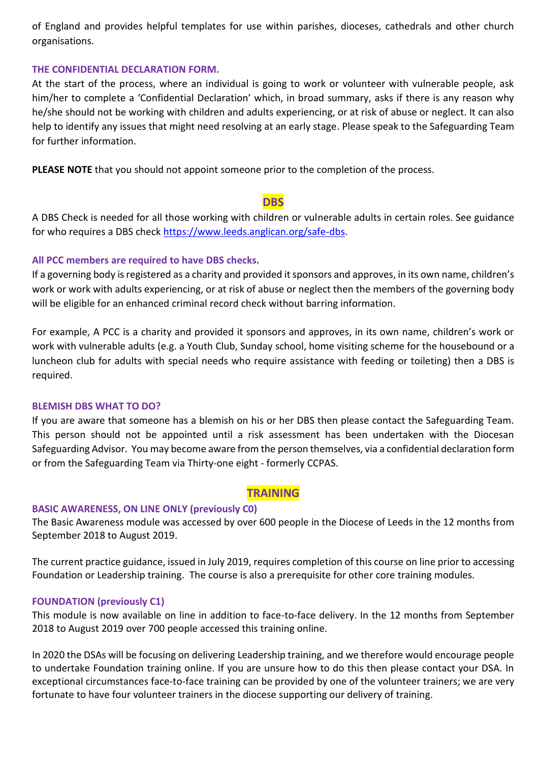of England and provides helpful templates for use within parishes, dioceses, cathedrals and other church organisations.

### THE CONFIDENTIAL DECLARATION FORM.

At the start of the process, where an individual is going to work or volunteer with vulnerable people, ask him/her to complete a 'Confidential Declaration' which, in broad summary, asks if there is any reason why he/she should not be working with children and adults experiencing, or at risk of abuse or neglect. It can also help to identify any issues that might need resolving at an early stage. Please speak to the Safeguarding Team for further information.

**PLEASE NOTE** that you should not appoint someone prior to the completion of the process.

## DBS

A DBS Check is needed for all those working with children or vulnerable adults in certain roles. See guidance for who requires a DBS check https://www.leeds.anglican.org/safe-dbs.

### All PCC members are required to have DBS checks.

If a governing body is registered as a charity and provided it sponsors and approves, in its own name, children's work or work with adults experiencing, or at risk of abuse or neglect then the members of the governing body will be eligible for an enhanced criminal record check without barring information.

For example, A PCC is a charity and provided it sponsors and approves, in its own name, children's work or work with vulnerable adults (e.g. a Youth Club, Sunday school, home visiting scheme for the housebound or a luncheon club for adults with special needs who require assistance with feeding or toileting) then a DBS is required.

### BLEMISH DBS WHAT TO DO?

If you are aware that someone has a blemish on his or her DBS then please contact the Safeguarding Team. This person should not be appointed until a risk assessment has been undertaken with the Diocesan Safeguarding Advisor. You may become aware from the person themselves, via a confidential declaration form or from the Safeguarding Team via Thirty-one eight - formerly CCPAS.

## TRAINING

### BASIC AWARENESS, ON LINE ONLY (previously C0)

The Basic Awareness module was accessed by over 600 people in the Diocese of Leeds in the 12 months from September 2018 to August 2019.

The current practice guidance, issued in July 2019, requires completion of this course on line prior to accessing Foundation or Leadership training. The course is also a prerequisite for other core training modules.

### FOUNDATION (previously C1)

This module is now available on line in addition to face-to-face delivery. In the 12 months from September 2018 to August 2019 over 700 people accessed this training online.

In 2020 the DSAs will be focusing on delivering Leadership training, and we therefore would encourage people to undertake Foundation training online. If you are unsure how to do this then please contact your DSA. In exceptional circumstances face-to-face training can be provided by one of the volunteer trainers; we are very fortunate to have four volunteer trainers in the diocese supporting our delivery of training.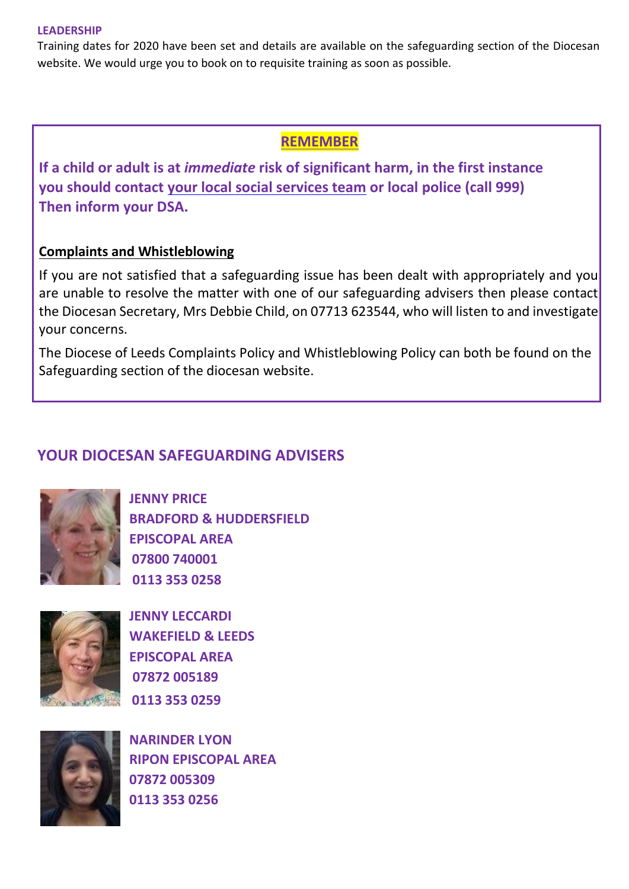### LEADERSHIP

Training dates for 2020 have been set and details are available on the safeguarding section of the Diocesan website. We would urge you to book on to requisite training as soon as possible.

## REMEMBER

**If a child or adult is at *immediate* risk of significant harm, in the first instance you should contact your local social services team or local police (call 999) Then inform your DSA.**

**Complaints and Whistleblowing**

If you are not satisfied that a safeguarding issue has been dealt with appropriately and you are unable to resolve the matter with one of our safeguarding advisers then please contact the Diocesan Secretary, Mrs Debbie Child, on 07713 623544, who will listen to and investigate your concerns.

The Diocese of Leeds Complaints Policy and Whistleblowing Policy can both be found on the Safeguarding section of the diocesan website.

## YOUR DIOCESAN SAFEGUARDING ADVISERS

**JENNY PRICE**
**BRADFORD & HUDDERSFIELD EPISCOPAL AREA**
**07800 740001**
**0113 353 0258**

**JENNY LECCARDI**
**WAKEFIELD & LEEDS EPISCOPAL AREA**
**07872 005189**
**0113 353 0259**

**NARINDER LYON**
**RIPON EPISCOPAL AREA**
**07872 005309**
**0113 353 0256**